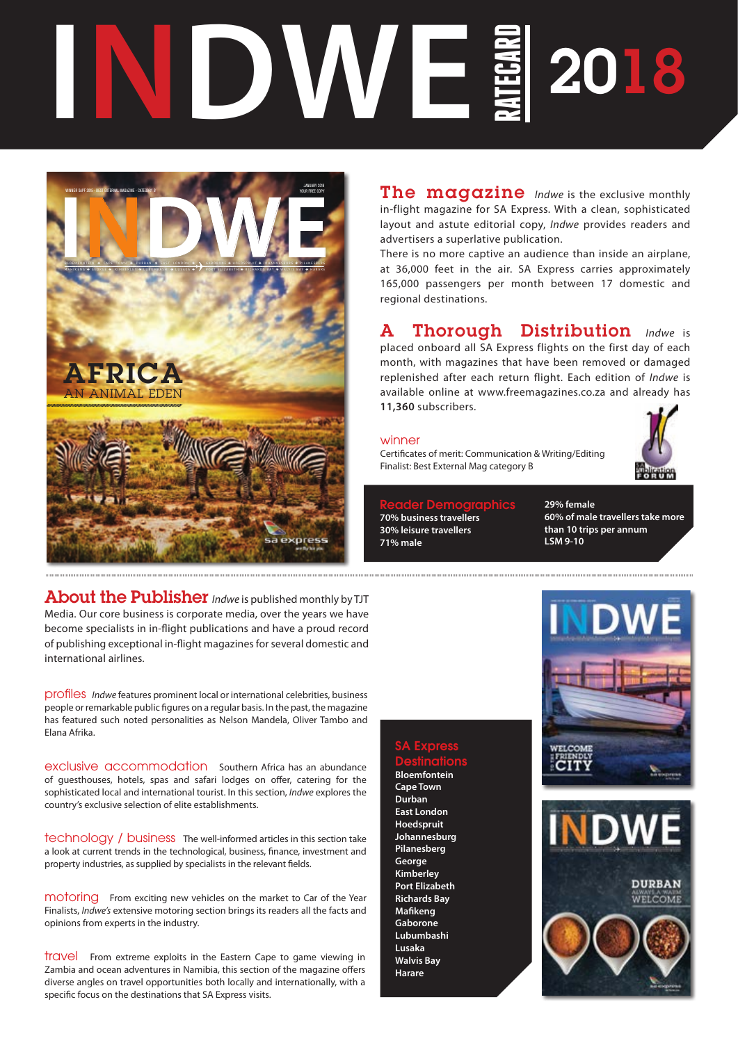# INDWE RATECARD 2018

## The magazine

*Indwe* is the exclusive monthly in-flight magazine for SA Express. With a clean, sophisticated layout and astute editorial copy, *Indwe* provides readers and advertisers a superlative publication.

There is no more captive an audience than inside an airplane, at 36,000 feet in the air. SA Express carries approximately 165,000 passengers per month between 17 domestic and regional destinations.

## A Thorough Distribution

*Indwe* is placed onboard all SA Express flights on the first day of each month, with magazines that have been removed or damaged replenished after each return flight. Each edition of *Indwe* is available online at www.freemagazines.co.za and already has **11,360** subscribers.

### winner

Certificates of merit: Communication & Writing/Editing
Finalist: Best External Mag category B

### Reader Demographics

- 70% business travellers
- 30% leisure travellers
- 71% male
- 29% female
- 60% of male travellers take more than 10 trips per annum
- LSM 9-10

## About the Publisher

*Indwe* is published monthly by TJT Media. Our core business is corporate media, over the years we have become specialists in in-flight publications and have a proud record of publishing exceptional in-flight magazines for several domestic and international airlines.

**profiles** *Indwe* features prominent local or international celebrities, business people or remarkable public figures on a regular basis. In the past, the magazine has featured such noted personalities as Nelson Mandela, Oliver Tambo and Elana Afrika.

**exclusive accommodation** Southern Africa has an abundance of guesthouses, hotels, spas and safari lodges on offer, catering for the sophisticated local and international tourist. In this section, *Indwe* explores the country's exclusive selection of elite establishments.

**technology / business** The well-informed articles in this section take a look at current trends in the technological, business, finance, investment and property industries, as supplied by specialists in the relevant fields.

**motoring** From exciting new vehicles on the market to Car of the Year Finalists, *Indwe's* extensive motoring section brings its readers all the facts and opinions from experts in the industry.

**travel** From extreme exploits in the Eastern Cape to game viewing in Zambia and ocean adventures in Namibia, this section of the magazine offers diverse angles on travel opportunities both locally and internationally, with a specific focus on the destinations that SA Express visits.

### SA Express Destinations

- Bloemfontein
- Cape Town
- Durban
- East London
- Hoedspruit
- Johannesburg
- Pilanesberg
- George
- Kimberley
- Port Elizabeth
- Richards Bay
- Mafikeng
- Gaborone
- Lubumbashi
- Lusaka
- Walvis Bay
- Harare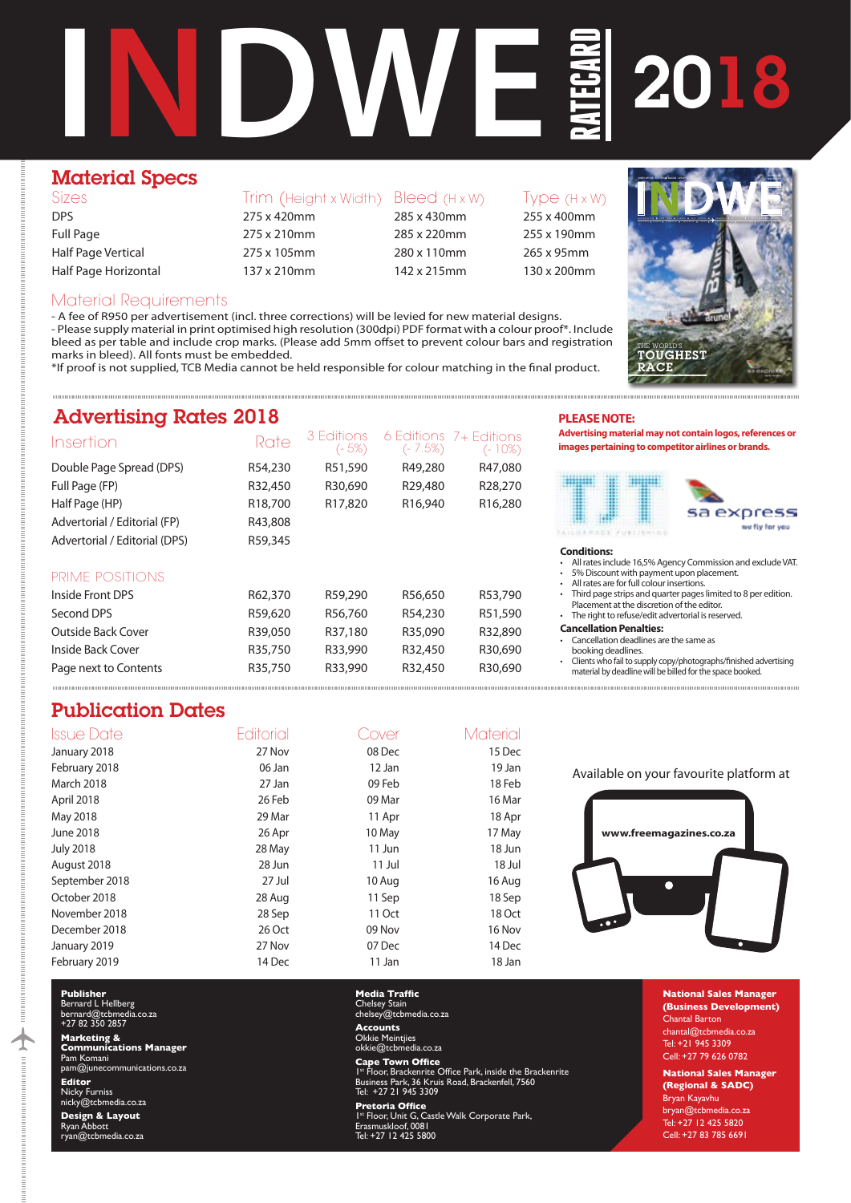# INDWE RATECARD 2018

## Material Specs

| Sizes | Trim (Height x Width) | Bleed (H x W) | Type (H x W) |
|---|---|---|---|
| DPS | 275 x 420mm | 285 x 430mm | 255 x 400mm |
| Full Page | 275 x 210mm | 285 x 220mm | 255 x 190mm |
| Half Page Vertical | 275 x 105mm | 280 x 110mm | 265 x 95mm |
| Half Page Horizontal | 137 x 210mm | 142 x 215mm | 130 x 200mm |

### Material Requirements

- A fee of R950 per advertisement (incl. three corrections) will be levied for new material designs.
- Please supply material in print optimised high resolution (300dpi) PDF format with a colour proof*. Include bleed as per table and include crop marks. (Please add 5mm offset to prevent colour bars and registration marks in bleed). All fonts must be embedded.

*If proof is not supplied, TCB Media cannot be held responsible for colour matching in the final product.

## Advertising Rates 2018

| Insertion | Rate | 3 Editions (- 5%) | 6 Editions (- 7.5%) | 7+ Editions (- 10%) |
|---|---|---|---|---|
| Double Page Spread (DPS) | R54,230 | R51,590 | R49,280 | R47,080 |
| Full Page (FP) | R32,450 | R30,690 | R29,480 | R28,270 |
| Half Page (HP) | R18,700 | R17,820 | R16,940 | R16,280 |
| Advertorial / Editorial (FP) | R43,808 | | | |
| Advertorial / Editorial (DPS) | R59,345 | | | |
| **PRIME POSITIONS** | | | | |
| Inside Front DPS | R62,370 | R59,290 | R56,650 | R53,790 |
| Second DPS | R59,620 | R56,760 | R54,230 | R51,590 |
| Outside Back Cover | R39,050 | R37,180 | R35,090 | R32,890 |
| Inside Back Cover | R35,750 | R33,990 | R32,450 | R30,690 |
| Page next to Contents | R35,750 | R33,990 | R32,450 | R30,690 |

**PLEASE NOTE:**
**Advertising material may not contain logos, references or images pertaining to competitor airlines or brands.**

TJT TAILORMADE PUBLISHING

sa express — we fly for you

**Conditions:**
- All rates include 16,5% Agency Commission and exclude VAT.
- 5% Discount with payment upon placement.
- All rates are for full colour insertions.
- Third page strips and quarter pages limited to 8 per edition. Placement at the discretion of the editor.
- The right to refuse/edit advertorial is reserved.

**Cancellation Penalties:**
- Cancellation deadlines are the same as booking deadlines.
- Clients who fail to supply copy/photographs/finished advertising material by deadline will be billed for the space booked.

## Publication Dates

| Issue Date | Editorial | Cover | Material |
|---|---|---|---|
| January 2018 | 27 Nov | 08 Dec | 15 Dec |
| February 2018 | 06 Jan | 12 Jan | 19 Jan |
| March 2018 | 27 Jan | 09 Feb | 18 Feb |
| April 2018 | 26 Feb | 09 Mar | 16 Mar |
| May 2018 | 29 Mar | 11 Apr | 18 Apr |
| June 2018 | 26 Apr | 10 May | 17 May |
| July 2018 | 28 May | 11 Jun | 18 Jun |
| August 2018 | 28 Jun | 11 Jul | 18 Jul |
| September 2018 | 27 Jul | 10 Aug | 16 Aug |
| October 2018 | 28 Aug | 11 Sep | 18 Sep |
| November 2018 | 28 Sep | 11 Oct | 18 Oct |
| December 2018 | 26 Oct | 09 Nov | 16 Nov |
| January 2019 | 27 Nov | 07 Dec | 14 Dec |
| February 2019 | 14 Dec | 11 Jan | 18 Jan |

Available on your favourite platform at

www.freemagazines.co.za

**Publisher**
Bernard L Hellberg
bernard@tcbmedia.co.za
+27 82 350 2857

**Marketing & Communications Manager**
Pam Komani
pam@junecommunications.co.za

**Editor**
Nicky Furniss
nicky@tcbmedia.co.za

**Design & Layout**
Ryan Abbott
ryan@tcbmedia.co.za

**Media Traffic**
Chelsey Stain
chelsey@tcbmedia.co.za

**Accounts**
Okkie Meintjies
okkie@tcbmedia.co.za

**Cape Town Office**
1st Floor, Brackenrite Office Park, inside the Brackenrite Business Park, 36 Kruis Road, Brackenfell, 7560
Tel: +27 21 945 3309

**Pretoria Office**
1st Floor, Unit G, Castle Walk Corporate Park, Erasmuskloof, 0081
Tel: +27 12 425 5800

**National Sales Manager (Business Development)**
Chantal Barton
chantal@tcbmedia.co.za
Tel: +21 945 3309
Cell: +27 79 626 0782

**National Sales Manager (Regional & SADC)**
Bryan Kayavhu
bryan@tcbmedia.co.za
Tel: +27 12 425 5820
Cell: +27 83 785 6691